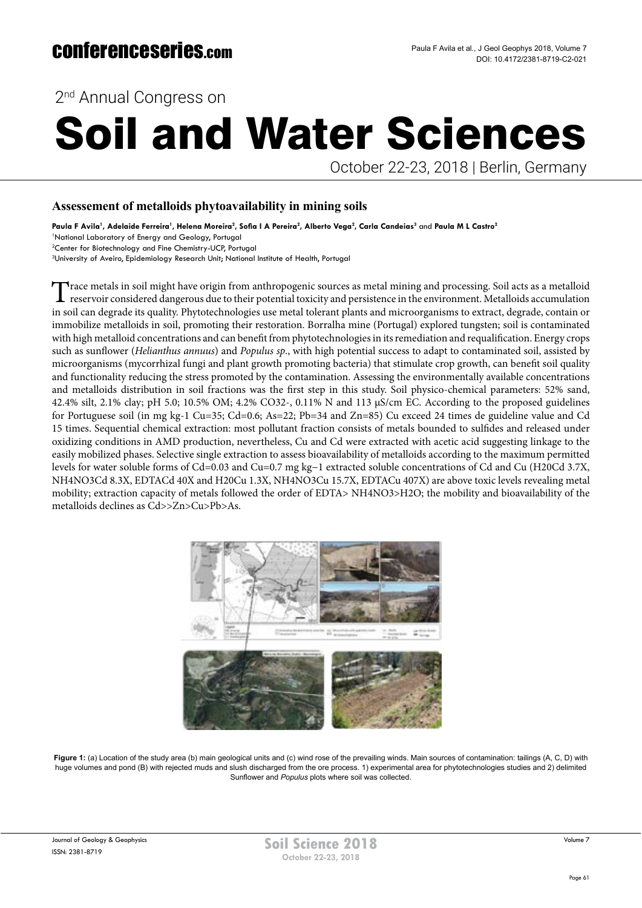2nd Annual Congress on

# Soil and Water Sciences

October 22-23, 2018 | Berlin, Germany

## Assessement of metalloids phytoavailability in mining soils

**Paula F Avila**[1], **Adelaide Ferreira**[1], **Helena Moreira**[2], **Sofia I A Pereira**[2], **Alberto Vega**[2], **Carla Candeias**[3] and **Paula M L Castro**[2]

[1]National Laboratory of Energy and Geology, Portugal

[2]Center for Biotechnology and Fine Chemistry-UCP, Portugal

[3]University of Aveiro, Epidemiology Research Unit; National Institute of Health, Portugal

Trace metals in soil might have origin from anthropogenic sources as metal mining and processing. Soil acts as a metalloid reservoir considered dangerous due to their potential toxicity and persistence in the environment. Metalloids accumulation in soil can degrade its quality. Phytotechnologies use metal tolerant plants and microorganisms to extract, degrade, contain or immobilize metalloids in soil, promoting their restoration. Borralha mine (Portugal) explored tungsten; soil is contaminated with high metalloid concentrations and can benefit from phytotechnologies in its remediation and requalification. Energy crops such as sunflower (*Helianthus annuus*) and *Populus sp*., with high potential success to adapt to contaminated soil, assisted by microorganisms (mycorrhizal fungi and plant growth promoting bacteria) that stimulate crop growth, can benefit soil quality and functionality reducing the stress promoted by the contamination. Assessing the environmentally available concentrations and metalloids distribution in soil fractions was the first step in this study. Soil physico-chemical parameters: 52% sand, 42.4% silt, 2.1% clay; pH 5.0; 10.5% OM; 4.2% $CO_3^{2-}$, 0.11% N and 113 μS/cm EC. According to the proposed guidelines for Portuguese soil (in mg kg-1 Cu=35; Cd=0.6; As=22; Pb=34 and Zn=85) Cu exceed 24 times de guideline value and Cd 15 times. Sequential chemical extraction: most pollutant fraction consists of metals bounded to sulfides and released under oxidizing conditions in AMD production, nevertheless, Cu and Cd were extracted with acetic acid suggesting linkage to the easily mobilized phases. Selective single extraction to assess bioavailability of metalloids according to the maximum permitted levels for water soluble forms of Cd=0.03 and Cu=0.7 mg kg−1 extracted soluble concentrations of Cd and Cu ($H_2O$Cd 3.7X, $NH_4NO_3$Cd 8.3X, EDTACd 40X and $H_2O$Cu 1.3X, $NH_4NO_3$Cu 15.7X, EDTACu 407X) are above toxic levels revealing metal mobility; extraction capacity of metals followed the order of EDTA> $NH_4NO_3$>$H_2O$; the mobility and bioavailability of the metalloids declines as Cd>>Zn>Cu>Pb>As.

**Figure 1:** (a) Location of the study area (b) main geological units and (c) wind rose of the prevailing winds. Main sources of contamination: tailings (A, C, D) with huge volumes and pond (B) with rejected muds and slush discharged from the ore process. 1) experimental area for phytotechnologies studies and 2) delimited Sunflower and *Populus* plots where soil was collected.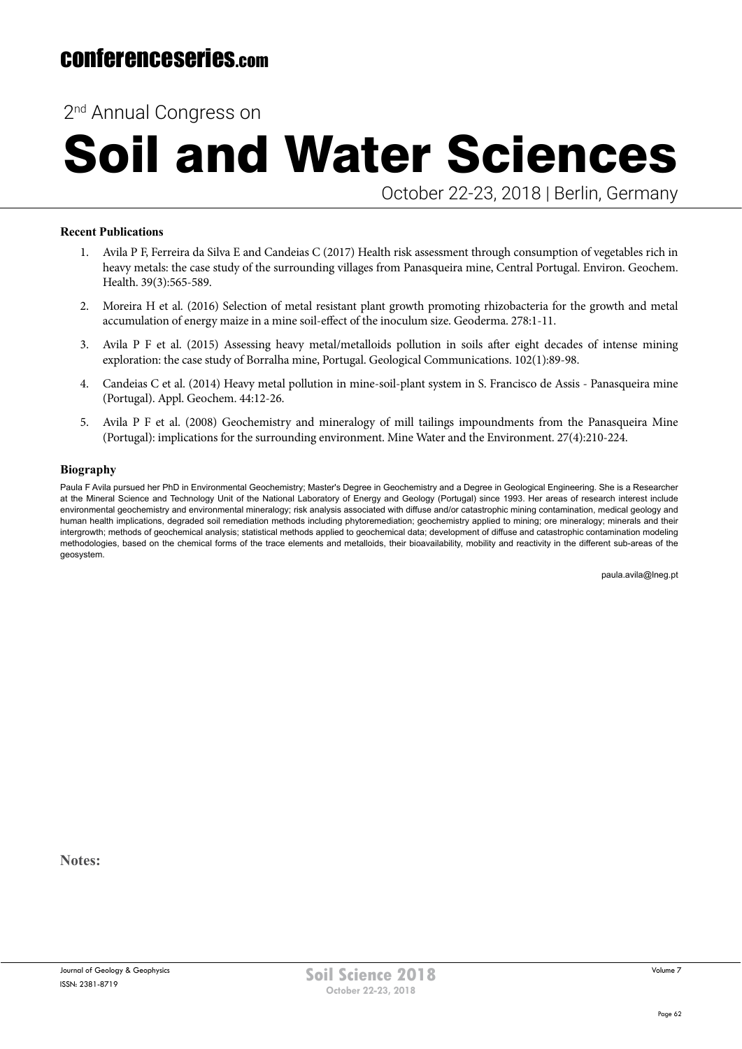**Recent Publications**

1. Avila P F, Ferreira da Silva E and Candeias C (2017) Health risk assessment through consumption of vegetables rich in heavy metals: the case study of the surrounding villages from Panasqueira mine, Central Portugal. Environ. Geochem. Health. 39(3):565-589.
2. Moreira H et al. (2016) Selection of metal resistant plant growth promoting rhizobacteria for the growth and metal accumulation of energy maize in a mine soil-effect of the inoculum size. Geoderma. 278:1-11.
3. Avila P F et al. (2015) Assessing heavy metal/metalloids pollution in soils after eight decades of intense mining exploration: the case study of Borralha mine, Portugal. Geological Communications. 102(1):89-98.
4. Candeias C et al. (2014) Heavy metal pollution in mine-soil-plant system in S. Francisco de Assis - Panasqueira mine (Portugal). Appl. Geochem. 44:12-26.
5. Avila P F et al. (2008) Geochemistry and mineralogy of mill tailings impoundments from the Panasqueira Mine (Portugal): implications for the surrounding environment. Mine Water and the Environment. 27(4):210-224.

**Biography**

Paula F Avila pursued her PhD in Environmental Geochemistry; Master's Degree in Geochemistry and a Degree in Geological Engineering. She is a Researcher at the Mineral Science and Technology Unit of the National Laboratory of Energy and Geology (Portugal) since 1993. Her areas of research interest include environmental geochemistry and environmental mineralogy; risk analysis associated with diffuse and/or catastrophic mining contamination, medical geology and human health implications, degraded soil remediation methods including phytoremediation; geochemistry applied to mining; ore mineralogy; minerals and their intergrowth; methods of geochemical analysis; statistical methods applied to geochemical data; development of diffuse and catastrophic contamination modeling methodologies, based on the chemical forms of the trace elements and metalloids, their bioavailability, mobility and reactivity in the different sub-areas of the geosystem.

paula.avila@lneg.pt

**Notes:**